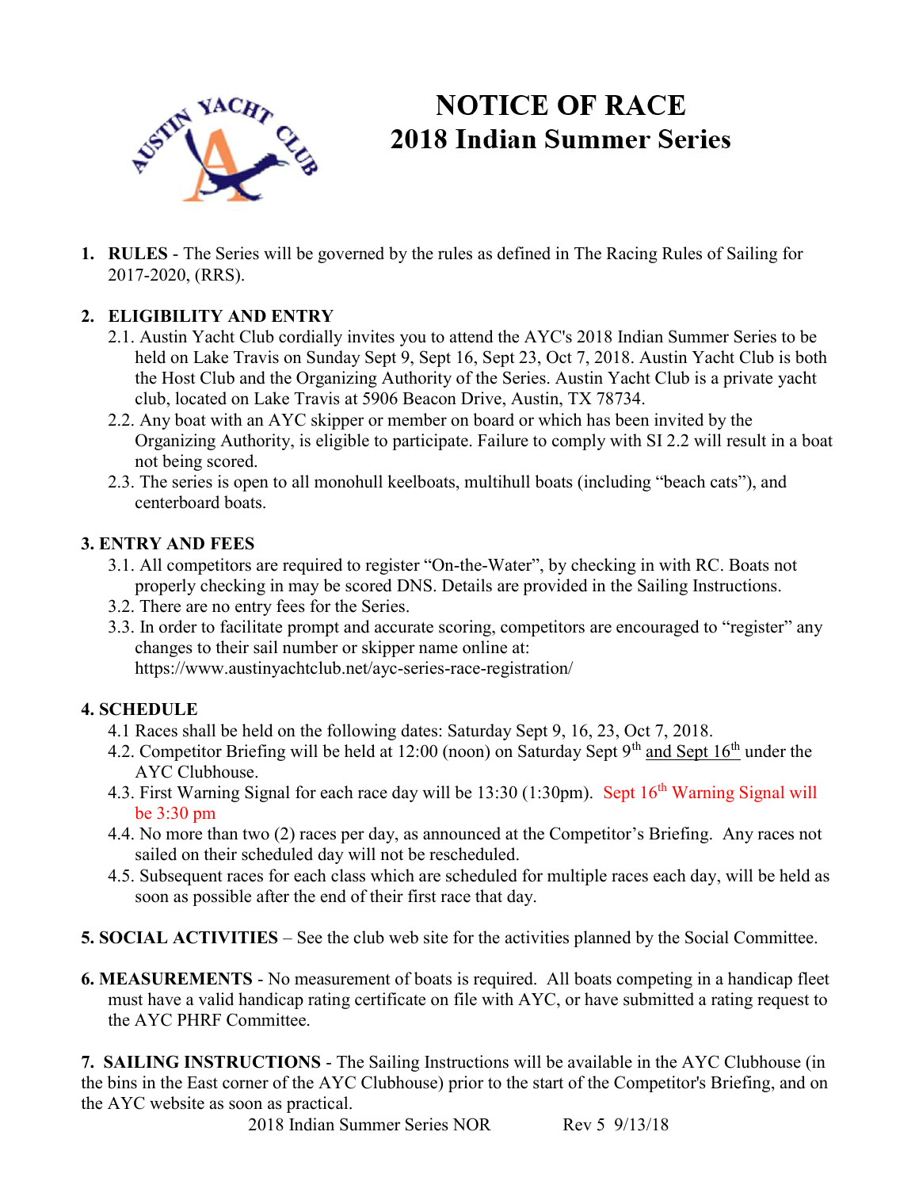# NOTICE OF RACE
# 2018 Indian Summer Series

1. **RULES** - The Series will be governed by the rules as defined in The Racing Rules of Sailing for 2017-2020, (RRS).

2. **ELIGIBILITY AND ENTRY**
   - 2.1. Austin Yacht Club cordially invites you to attend the AYC's 2018 Indian Summer Series to be held on Lake Travis on Sunday Sept 9, Sept 16, Sept 23, Oct 7, 2018. Austin Yacht Club is both the Host Club and the Organizing Authority of the Series. Austin Yacht Club is a private yacht club, located on Lake Travis at 5906 Beacon Drive, Austin, TX 78734.
   - 2.2. Any boat with an AYC skipper or member on board or which has been invited by the Organizing Authority, is eligible to participate. Failure to comply with SI 2.2 will result in a boat not being scored.
   - 2.3. The series is open to all monohull keelboats, multihull boats (including "beach cats"), and centerboard boats.

**3. ENTRY AND FEES**
   - 3.1. All competitors are required to register "On-the-Water", by checking in with RC. Boats not properly checking in may be scored DNS. Details are provided in the Sailing Instructions.
   - 3.2. There are no entry fees for the Series.
   - 3.3. In order to facilitate prompt and accurate scoring, competitors are encouraged to "register" any changes to their sail number or skipper name online at: https://www.austinyachtclub.net/ayc-series-race-registration/

**4. SCHEDULE**
   - 4.1 Races shall be held on the following dates: Saturday Sept 9, 16, 23, Oct 7, 2018.
   - 4.2. Competitor Briefing will be held at 12:00 (noon) on Saturday Sept 9th and Sept 16th under the AYC Clubhouse.
   - 4.3. First Warning Signal for each race day will be 13:30 (1:30pm). Sept 16th Warning Signal will be 3:30 pm
   - 4.4. No more than two (2) races per day, as announced at the Competitor's Briefing. Any races not sailed on their scheduled day will not be rescheduled.
   - 4.5. Subsequent races for each class which are scheduled for multiple races each day, will be held as soon as possible after the end of their first race that day.

**5. SOCIAL ACTIVITIES** – See the club web site for the activities planned by the Social Committee.

**6. MEASUREMENTS** - No measurement of boats is required. All boats competing in a handicap fleet must have a valid handicap rating certificate on file with AYC, or have submitted a rating request to the AYC PHRF Committee.

**7. SAILING INSTRUCTIONS** - The Sailing Instructions will be available in the AYC Clubhouse (in the bins in the East corner of the AYC Clubhouse) prior to the start of the Competitor's Briefing, and on the AYC website as soon as practical.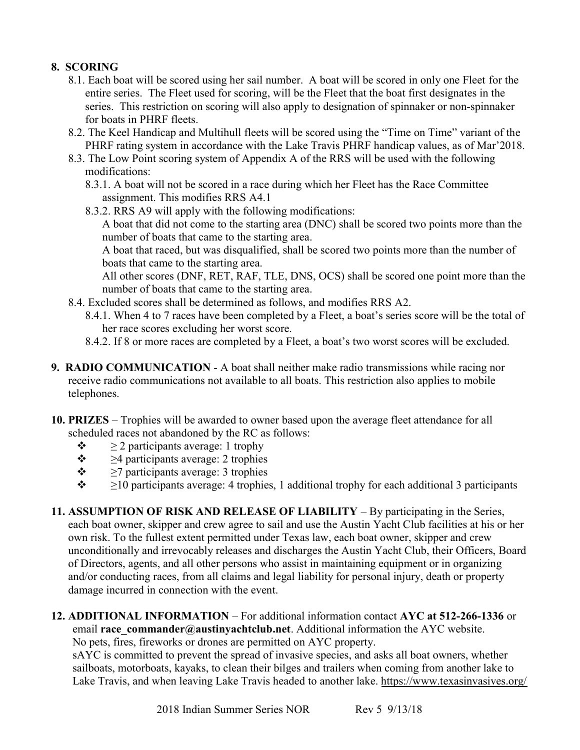## 8. SCORING

8.1. Each boat will be scored using her sail number. A boat will be scored in only one Fleet for the entire series. The Fleet used for scoring, will be the Fleet that the boat first designates in the series. This restriction on scoring will also apply to designation of spinnaker or non-spinnaker for boats in PHRF fleets.

8.2. The Keel Handicap and Multihull fleets will be scored using the "Time on Time" variant of the PHRF rating system in accordance with the Lake Travis PHRF handicap values, as of Mar'2018.

8.3. The Low Point scoring system of Appendix A of the RRS will be used with the following modifications:

8.3.1. A boat will not be scored in a race during which her Fleet has the Race Committee assignment. This modifies RRS A4.1

8.3.2. RRS A9 will apply with the following modifications:

A boat that did not come to the starting area (DNC) shall be scored two points more than the number of boats that came to the starting area.

A boat that raced, but was disqualified, shall be scored two points more than the number of boats that came to the starting area.

All other scores (DNF, RET, RAF, TLE, DNS, OCS) shall be scored one point more than the number of boats that came to the starting area.

8.4. Excluded scores shall be determined as follows, and modifies RRS A2.

8.4.1. When 4 to 7 races have been completed by a Fleet, a boat's series score will be the total of her race scores excluding her worst score.

8.4.2. If 8 or more races are completed by a Fleet, a boat's two worst scores will be excluded.

**9. RADIO COMMUNICATION** - A boat shall neither make radio transmissions while racing nor receive radio communications not available to all boats. This restriction also applies to mobile telephones.

**10. PRIZES** – Trophies will be awarded to owner based upon the average fleet attendance for all scheduled races not abandoned by the RC as follows:

- ≥ 2 participants average: 1 trophy
- ≥4 participants average: 2 trophies
- ≥7 participants average: 3 trophies
- ≥10 participants average: 4 trophies, 1 additional trophy for each additional 3 participants

**11. ASSUMPTION OF RISK AND RELEASE OF LIABILITY** – By participating in the Series, each boat owner, skipper and crew agree to sail and use the Austin Yacht Club facilities at his or her own risk. To the fullest extent permitted under Texas law, each boat owner, skipper and crew unconditionally and irrevocably releases and discharges the Austin Yacht Club, their Officers, Board of Directors, agents, and all other persons who assist in maintaining equipment or in organizing and/or conducting races, from all claims and legal liability for personal injury, death or property damage incurred in connection with the event.

**12. ADDITIONAL INFORMATION** – For additional information contact **AYC at 512-266-1336** or email **race_commander@austinyachtclub.net**. Additional information the AYC website. No pets, fires, fireworks or drones are permitted on AYC property.

sAYC is committed to prevent the spread of invasive species, and asks all boat owners, whether sailboats, motorboats, kayaks, to clean their bilges and trailers when coming from another lake to Lake Travis, and when leaving Lake Travis headed to another lake. https://www.texasinvasives.org/